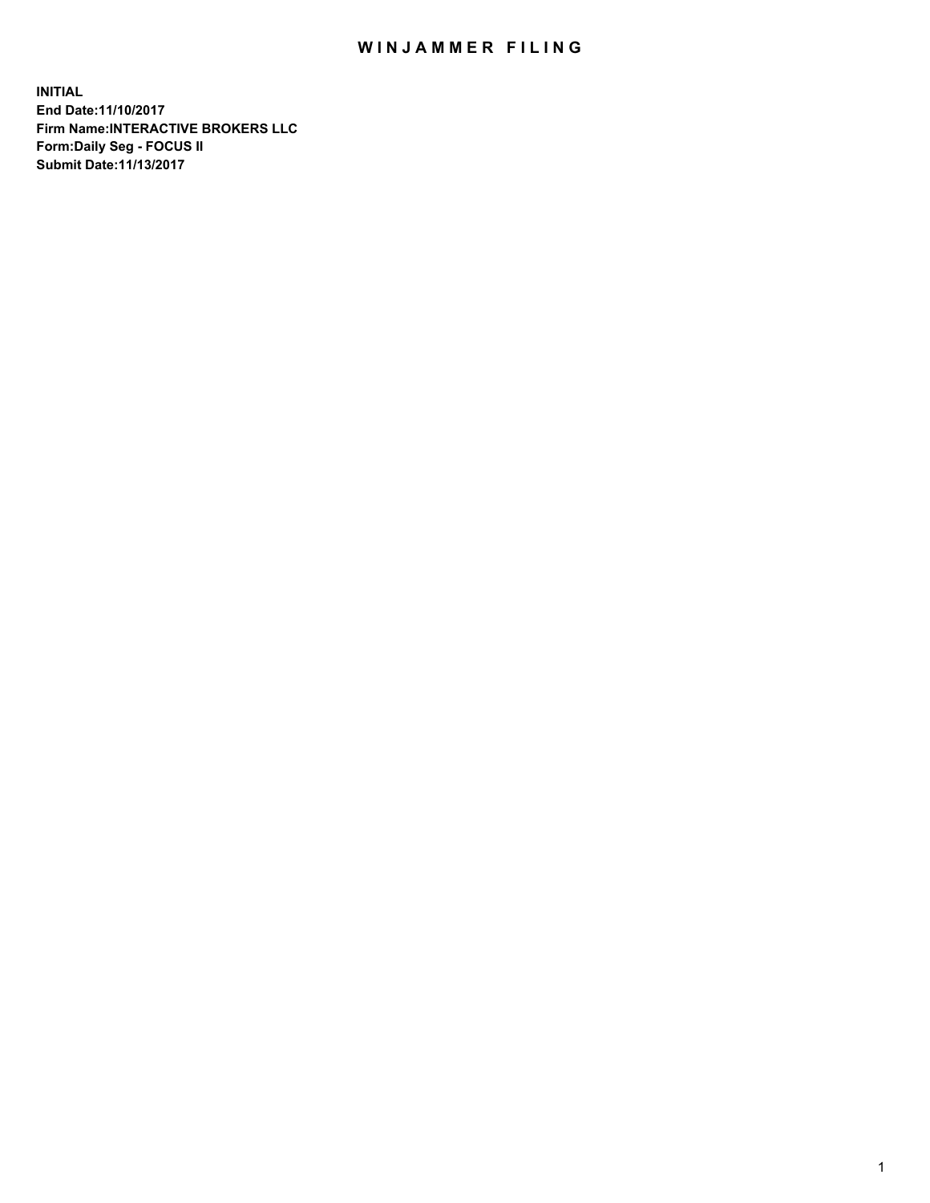# WINJAMMER FILING

**INITIAL**
**End Date:11/10/2017**
**Firm Name:INTERACTIVE BROKERS LLC**
**Form:Daily Seg - FOCUS II**
**Submit Date:11/13/2017**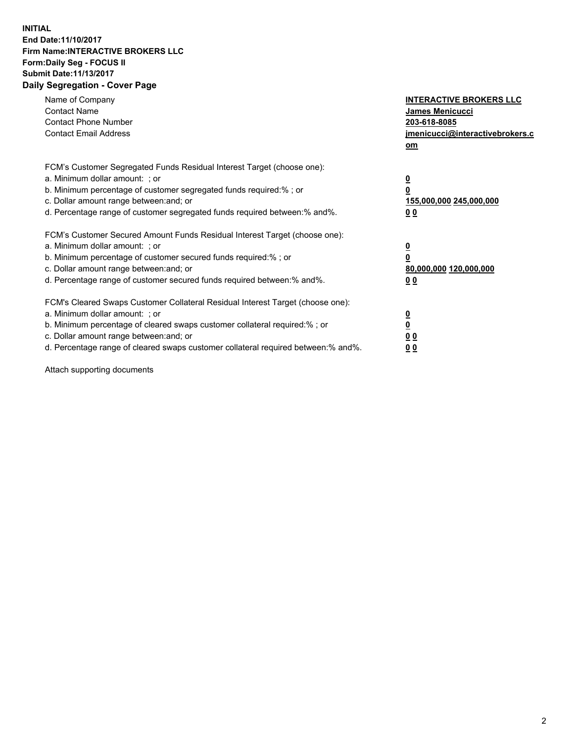**INITIAL**
**End Date:11/10/2017**
**Firm Name:INTERACTIVE BROKERS LLC**
**Form:Daily Seg - FOCUS II**
**Submit Date:11/13/2017**
**Daily Segregation - Cover Page**

| | |
|---|---|
| Name of Company | **INTERACTIVE BROKERS LLC** |
| Contact Name | **James Menicucci** |
| Contact Phone Number | **203-618-8085** |
| Contact Email Address | **jmenicucci@interactivebrokers.com** |

FCM's Customer Segregated Funds Residual Interest Target (choose one):

| | |
|---|---|
| a. Minimum dollar amount: ; or | **0** |
| b. Minimum percentage of customer segregated funds required:% ; or | **0** |
| c. Dollar amount range between:and; or | **155,000,000 245,000,000** |
| d. Percentage range of customer segregated funds required between:% and%. | **0 0** |

FCM's Customer Secured Amount Funds Residual Interest Target (choose one):

| | |
|---|---|
| a. Minimum dollar amount: ; or | **0** |
| b. Minimum percentage of customer secured funds required:% ; or | **0** |
| c. Dollar amount range between:and; or | **80,000,000 120,000,000** |
| d. Percentage range of customer secured funds required between:% and%. | **0 0** |

FCM's Cleared Swaps Customer Collateral Residual Interest Target (choose one):

| | |
|---|---|
| a. Minimum dollar amount: ; or | **0** |
| b. Minimum percentage of cleared swaps customer collateral required:% ; or | **0** |
| c. Dollar amount range between:and; or | **0 0** |
| d. Percentage range of cleared swaps customer collateral required between:% and%. | **0 0** |

Attach supporting documents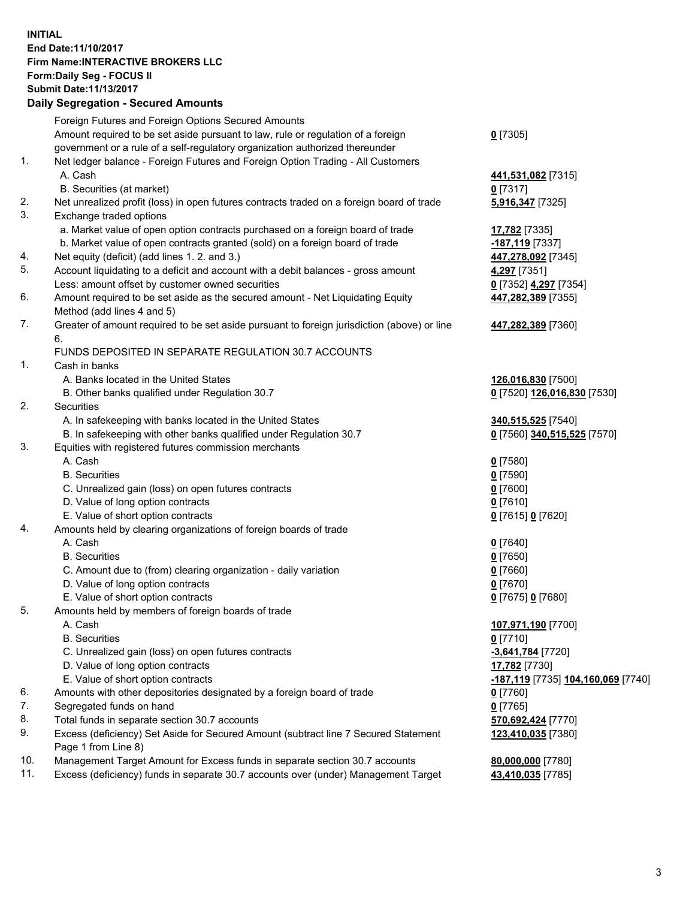**INITIAL**
**End Date:11/10/2017**
**Firm Name:INTERACTIVE BROKERS LLC**
**Form:Daily Seg - FOCUS II**
**Submit Date:11/13/2017**

**Daily Segregation - Secured Amounts**

| | | |
|---|---|---|
| | Foreign Futures and Foreign Options Secured Amounts | |
| | Amount required to be set aside pursuant to law, rule or regulation of a foreign government or a rule of a self-regulatory organization authorized thereunder | **0** [7305] |
| 1. | Net ledger balance - Foreign Futures and Foreign Option Trading - All Customers | |
| | A. Cash | **441,531,082** [7315] |
| | B. Securities (at market) | **0** [7317] |
| 2. | Net unrealized profit (loss) in open futures contracts traded on a foreign board of trade | **5,916,347** [7325] |
| 3. | Exchange traded options | |
| | a. Market value of open option contracts purchased on a foreign board of trade | **17,782** [7335] |
| | b. Market value of open contracts granted (sold) on a foreign board of trade | **-187,119** [7337] |
| 4. | Net equity (deficit) (add lines 1. 2. and 3.) | **447,278,092** [7345] |
| 5. | Account liquidating to a deficit and account with a debit balances - gross amount | **4,297** [7351] |
| | Less: amount offset by customer owned securities | **0** [7352] **4,297** [7354] |
| 6. | Amount required to be set aside as the secured amount - Net Liquidating Equity Method (add lines 4 and 5) | **447,282,389** [7355] |
| 7. | Greater of amount required to be set aside pursuant to foreign jurisdiction (above) or line 6. | **447,282,389** [7360] |
| | FUNDS DEPOSITED IN SEPARATE REGULATION 30.7 ACCOUNTS | |
| 1. | Cash in banks | |
| | A. Banks located in the United States | **126,016,830** [7500] |
| | B. Other banks qualified under Regulation 30.7 | **0** [7520] **126,016,830** [7530] |
| 2. | Securities | |
| | A. In safekeeping with banks located in the United States | **340,515,525** [7540] |
| | B. In safekeeping with other banks qualified under Regulation 30.7 | **0** [7560] **340,515,525** [7570] |
| 3. | Equities with registered futures commission merchants | |
| | A. Cash | **0** [7580] |
| | B. Securities | **0** [7590] |
| | C. Unrealized gain (loss) on open futures contracts | **0** [7600] |
| | D. Value of long option contracts | **0** [7610] |
| | E. Value of short option contracts | **0** [7615] **0** [7620] |
| 4. | Amounts held by clearing organizations of foreign boards of trade | |
| | A. Cash | **0** [7640] |
| | B. Securities | **0** [7650] |
| | C. Amount due to (from) clearing organization - daily variation | **0** [7660] |
| | D. Value of long option contracts | **0** [7670] |
| | E. Value of short option contracts | **0** [7675] **0** [7680] |
| 5. | Amounts held by members of foreign boards of trade | |
| | A. Cash | **107,971,190** [7700] |
| | B. Securities | **0** [7710] |
| | C. Unrealized gain (loss) on open futures contracts | **-3,641,784** [7720] |
| | D. Value of long option contracts | **17,782** [7730] |
| | E. Value of short option contracts | **-187,119** [7735] **104,160,069** [7740] |
| 6. | Amounts with other depositories designated by a foreign board of trade | **0** [7760] |
| 7. | Segregated funds on hand | **0** [7765] |
| 8. | Total funds in separate section 30.7 accounts | **570,692,424** [7770] |
| 9. | Excess (deficiency) Set Aside for Secured Amount (subtract line 7 Secured Statement Page 1 from Line 8) | **123,410,035** [7380] |
| 10. | Management Target Amount for Excess funds in separate section 30.7 accounts | **80,000,000** [7780] |
| 11. | Excess (deficiency) funds in separate 30.7 accounts over (under) Management Target | **43,410,035** [7785] |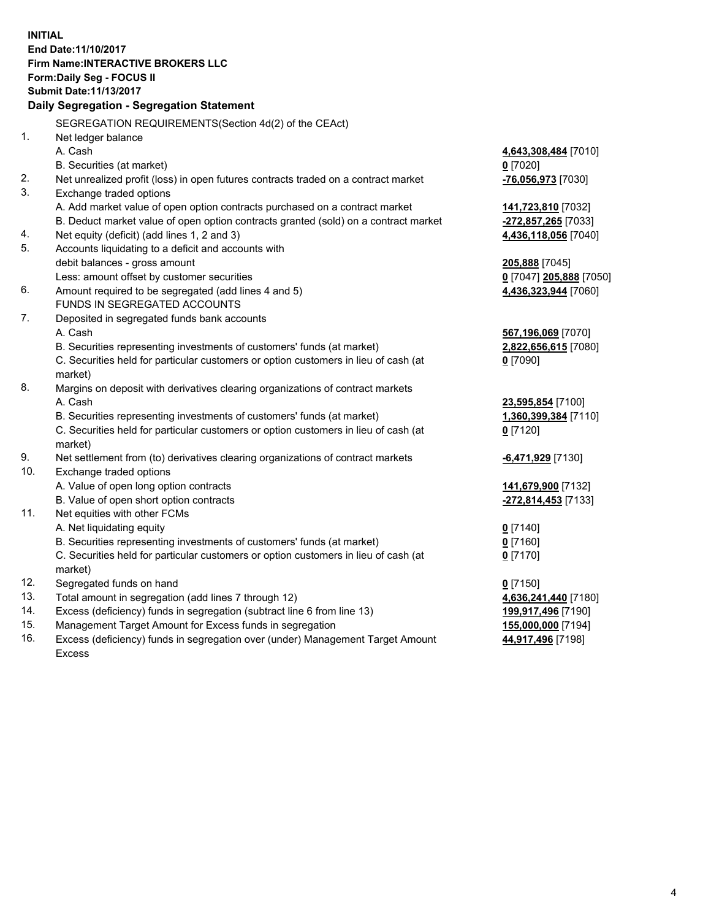**INITIAL**
**End Date:11/10/2017**
**Firm Name:INTERACTIVE BROKERS LLC**
**Form:Daily Seg - FOCUS II**
**Submit Date:11/13/2017**

**Daily Segregation - Segregation Statement**

| | | |
|---|---|---|
| | SEGREGATION REQUIREMENTS(Section 4d(2) of the CEAct) | |
| 1. | Net ledger balance | |
| | A. Cash | **4,643,308,484** [7010] |
| | B. Securities (at market) | **0** [7020] |
| 2. | Net unrealized profit (loss) in open futures contracts traded on a contract market | **-76,056,973** [7030] |
| 3. | Exchange traded options | |
| | A. Add market value of open option contracts purchased on a contract market | **141,723,810** [7032] |
| | B. Deduct market value of open option contracts granted (sold) on a contract market | **-272,857,265** [7033] |
| 4. | Net equity (deficit) (add lines 1, 2 and 3) | **4,436,118,056** [7040] |
| 5. | Accounts liquidating to a deficit and accounts with | |
| | debit balances - gross amount | **205,888** [7045] |
| | Less: amount offset by customer securities | **0** [7047] **205,888** [7050] |
| 6. | Amount required to be segregated (add lines 4 and 5) | **4,436,323,944** [7060] |
| | FUNDS IN SEGREGATED ACCOUNTS | |
| 7. | Deposited in segregated funds bank accounts | |
| | A. Cash | **567,196,069** [7070] |
| | B. Securities representing investments of customers' funds (at market) | **2,822,656,615** [7080] |
| | C. Securities held for particular customers or option customers in lieu of cash (at market) | **0** [7090] |
| 8. | Margins on deposit with derivatives clearing organizations of contract markets | |
| | A. Cash | **23,595,854** [7100] |
| | B. Securities representing investments of customers' funds (at market) | **1,360,399,384** [7110] |
| | C. Securities held for particular customers or option customers in lieu of cash (at market) | **0** [7120] |
| 9. | Net settlement from (to) derivatives clearing organizations of contract markets | **-6,471,929** [7130] |
| 10. | Exchange traded options | |
| | A. Value of open long option contracts | **141,679,900** [7132] |
| | B. Value of open short option contracts | **-272,814,453** [7133] |
| 11. | Net equities with other FCMs | |
| | A. Net liquidating equity | **0** [7140] |
| | B. Securities representing investments of customers' funds (at market) | **0** [7160] |
| | C. Securities held for particular customers or option customers in lieu of cash (at market) | **0** [7170] |
| 12. | Segregated funds on hand | **0** [7150] |
| 13. | Total amount in segregation (add lines 7 through 12) | **4,636,241,440** [7180] |
| 14. | Excess (deficiency) funds in segregation (subtract line 6 from line 13) | **199,917,496** [7190] |
| 15. | Management Target Amount for Excess funds in segregation | **155,000,000** [7194] |
| 16. | Excess (deficiency) funds in segregation over (under) Management Target Amount Excess | **44,917,496** [7198] |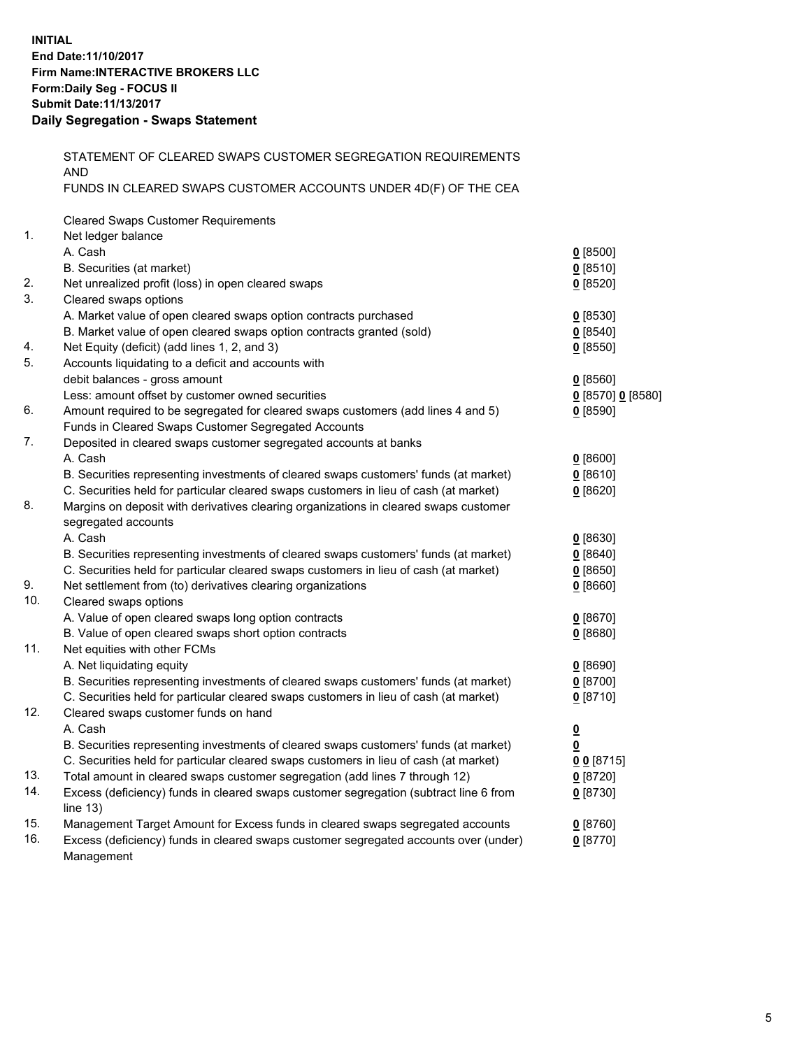**INITIAL**
**End Date:11/10/2017**
**Firm Name:INTERACTIVE BROKERS LLC**
**Form:Daily Seg - FOCUS II**
**Submit Date:11/13/2017**
**Daily Segregation - Swaps Statement**

STATEMENT OF CLEARED SWAPS CUSTOMER SEGREGATION REQUIREMENTS AND FUNDS IN CLEARED SWAPS CUSTOMER ACCOUNTS UNDER 4D(F) OF THE CEA

| | | |
|---|---|---|
| | Cleared Swaps Customer Requirements | |
| 1. | Net ledger balance | |
| | A. Cash | 0 [8500] |
| | B. Securities (at market) | 0 [8510] |
| 2. | Net unrealized profit (loss) in open cleared swaps | 0 [8520] |
| 3. | Cleared swaps options | |
| | A. Market value of open cleared swaps option contracts purchased | 0 [8530] |
| | B. Market value of open cleared swaps option contracts granted (sold) | 0 [8540] |
| 4. | Net Equity (deficit) (add lines 1, 2, and 3) | 0 [8550] |
| 5. | Accounts liquidating to a deficit and accounts with debit balances - gross amount | 0 [8560] |
| | Less: amount offset by customer owned securities | 0 [8570] 0 [8580] |
| 6. | Amount required to be segregated for cleared swaps customers (add lines 4 and 5) | 0 [8590] |
| | Funds in Cleared Swaps Customer Segregated Accounts | |
| 7. | Deposited in cleared swaps customer segregated accounts at banks | |
| | A. Cash | 0 [8600] |
| | B. Securities representing investments of cleared swaps customers' funds (at market) | 0 [8610] |
| | C. Securities held for particular cleared swaps customers in lieu of cash (at market) | 0 [8620] |
| 8. | Margins on deposit with derivatives clearing organizations in cleared swaps customer segregated accounts | |
| | A. Cash | 0 [8630] |
| | B. Securities representing investments of cleared swaps customers' funds (at market) | 0 [8640] |
| | C. Securities held for particular cleared swaps customers in lieu of cash (at market) | 0 [8650] |
| 9. | Net settlement from (to) derivatives clearing organizations | 0 [8660] |
| 10. | Cleared swaps options | |
| | A. Value of open cleared swaps long option contracts | 0 [8670] |
| | B. Value of open cleared swaps short option contracts | 0 [8680] |
| 11. | Net equities with other FCMs | |
| | A. Net liquidating equity | 0 [8690] |
| | B. Securities representing investments of cleared swaps customers' funds (at market) | 0 [8700] |
| | C. Securities held for particular cleared swaps customers in lieu of cash (at market) | 0 [8710] |
| 12. | Cleared swaps customer funds on hand | |
| | A. Cash | 0 |
| | B. Securities representing investments of cleared swaps customers' funds (at market) | 0 |
| | C. Securities held for particular cleared swaps customers in lieu of cash (at market) | 0 0 [8715] |
| 13. | Total amount in cleared swaps customer segregation (add lines 7 through 12) | 0 [8720] |
| 14. | Excess (deficiency) funds in cleared swaps customer segregation (subtract line 6 from line 13) | 0 [8730] |
| 15. | Management Target Amount for Excess funds in cleared swaps segregated accounts | 0 [8760] |
| 16. | Excess (deficiency) funds in cleared swaps customer segregated accounts over (under) Management | 0 [8770] |